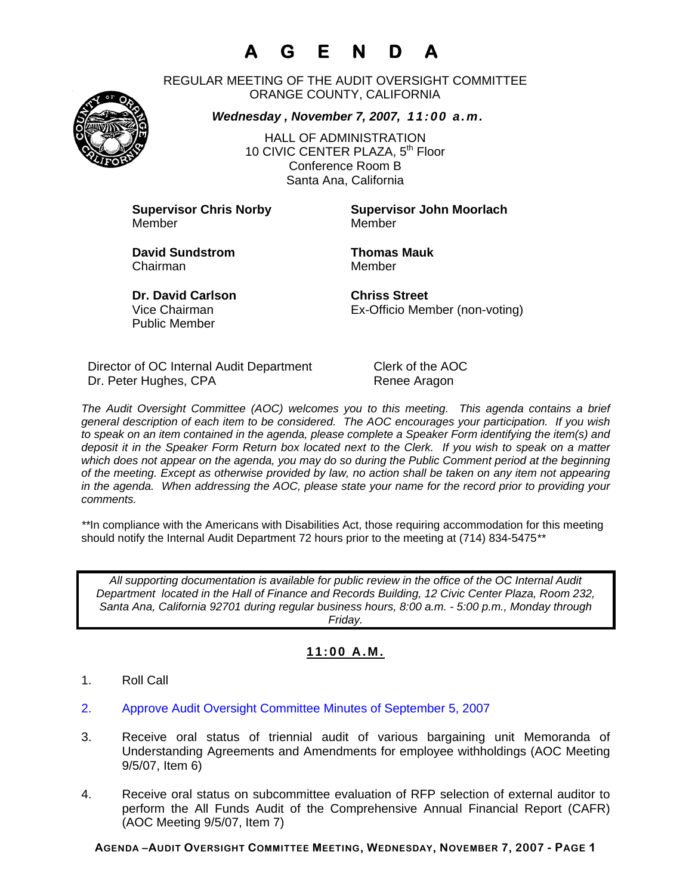# A G E N D A

REGULAR MEETING OF THE AUDIT OVERSIGHT COMMITTEE
ORANGE COUNTY, CALIFORNIA

***Wednesday , November 7, 2007, 11:00 a.m.***

HALL OF ADMINISTRATION
10 CIVIC CENTER PLAZA, 5th Floor
Conference Room B
Santa Ana, California

**Supervisor Chris Norby**
Member

**Supervisor John Moorlach**
Member

**David Sundstrom**
Chairman

**Thomas Mauk**
Member

**Dr. David Carlson**
Vice Chairman
Public Member

**Chriss Street**
Ex-Officio Member (non-voting)

Director of OC Internal Audit Department
Dr. Peter Hughes, CPA

Clerk of the AOC
Renee Aragon

*The Audit Oversight Committee (AOC) welcomes you to this meeting. This agenda contains a brief general description of each item to be considered. The AOC encourages your participation. If you wish to speak on an item contained in the agenda, please complete a Speaker Form identifying the item(s) and deposit it in the Speaker Form Return box located next to the Clerk. If you wish to speak on a matter which does not appear on the agenda, you may do so during the Public Comment period at the beginning of the meeting. Except as otherwise provided by law, no action shall be taken on any item not appearing in the agenda. When addressing the AOC, please state your name for the record prior to providing your comments.*

\*\*In compliance with the Americans with Disabilities Act, those requiring accommodation for this meeting should notify the Internal Audit Department 72 hours prior to the meeting at (714) 834-5475\*\*

*All supporting documentation is available for public review in the office of the OC Internal Audit Department located in the Hall of Finance and Records Building, 12 Civic Center Plaza, Room 232, Santa Ana, California 92701 during regular business hours, 8:00 a.m. - 5:00 p.m., Monday through Friday.*

## 11:00 A.M.

1. Roll Call

2. Approve Audit Oversight Committee Minutes of September 5, 2007

3. Receive oral status of triennial audit of various bargaining unit Memoranda of Understanding Agreements and Amendments for employee withholdings (AOC Meeting 9/5/07, Item 6)

4. Receive oral status on subcommittee evaluation of RFP selection of external auditor to perform the All Funds Audit of the Comprehensive Annual Financial Report (CAFR) (AOC Meeting 9/5/07, Item 7)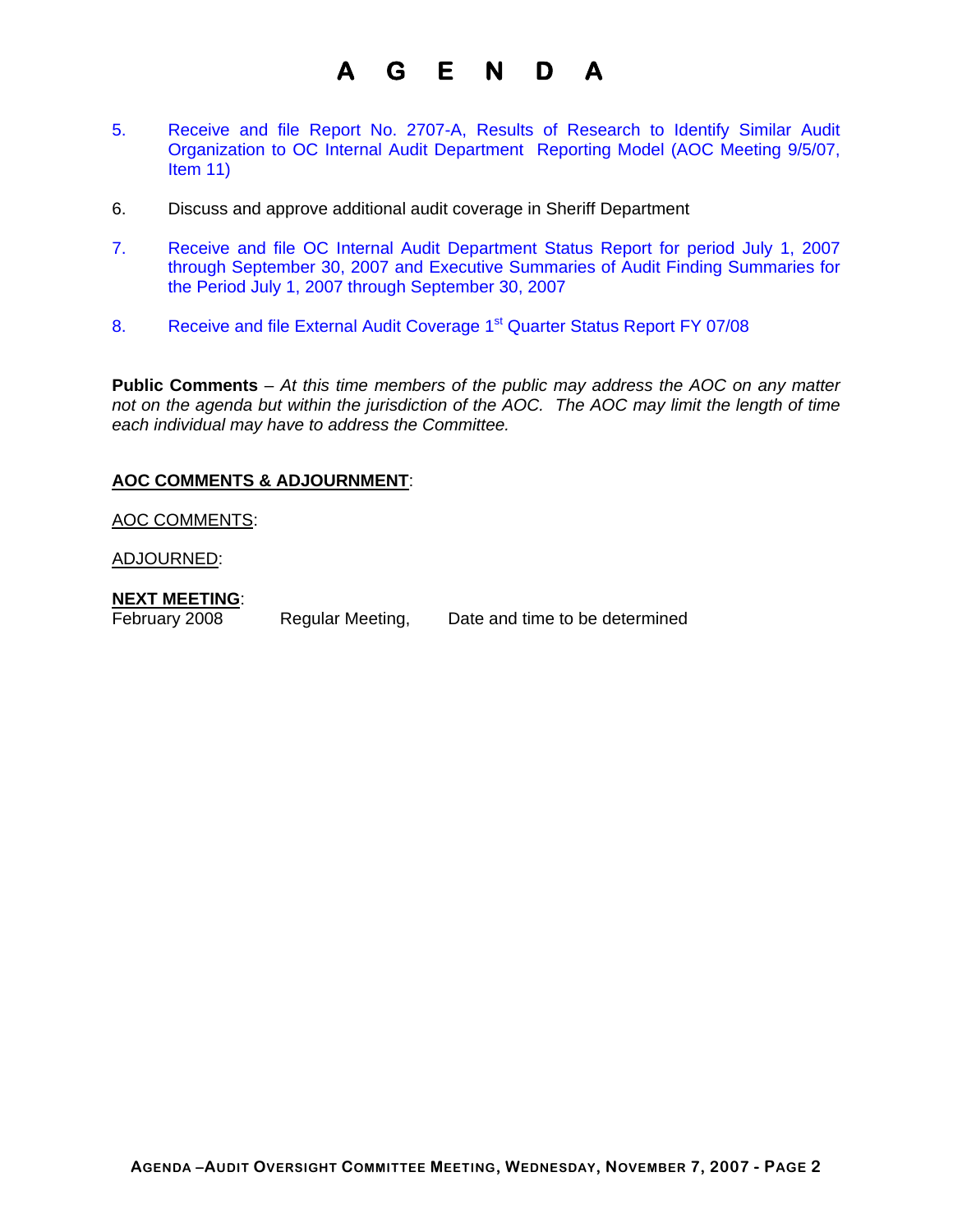# A G E N D A

5. Receive and file Report No. 2707-A, Results of Research to Identify Similar Audit Organization to OC Internal Audit Department Reporting Model (AOC Meeting 9/5/07, Item 11)

6. Discuss and approve additional audit coverage in Sheriff Department

7. Receive and file OC Internal Audit Department Status Report for period July 1, 2007 through September 30, 2007 and Executive Summaries of Audit Finding Summaries for the Period July 1, 2007 through September 30, 2007

8. Receive and file External Audit Coverage 1st Quarter Status Report FY 07/08

**Public Comments** – *At this time members of the public may address the AOC on any matter not on the agenda but within the jurisdiction of the AOC. The AOC may limit the length of time each individual may have to address the Committee.*

**AOC COMMENTS & ADJOURNMENT**:

AOC COMMENTS:

ADJOURNED:

**NEXT MEETING**:

February 2008 Regular Meeting, Date and time to be determined